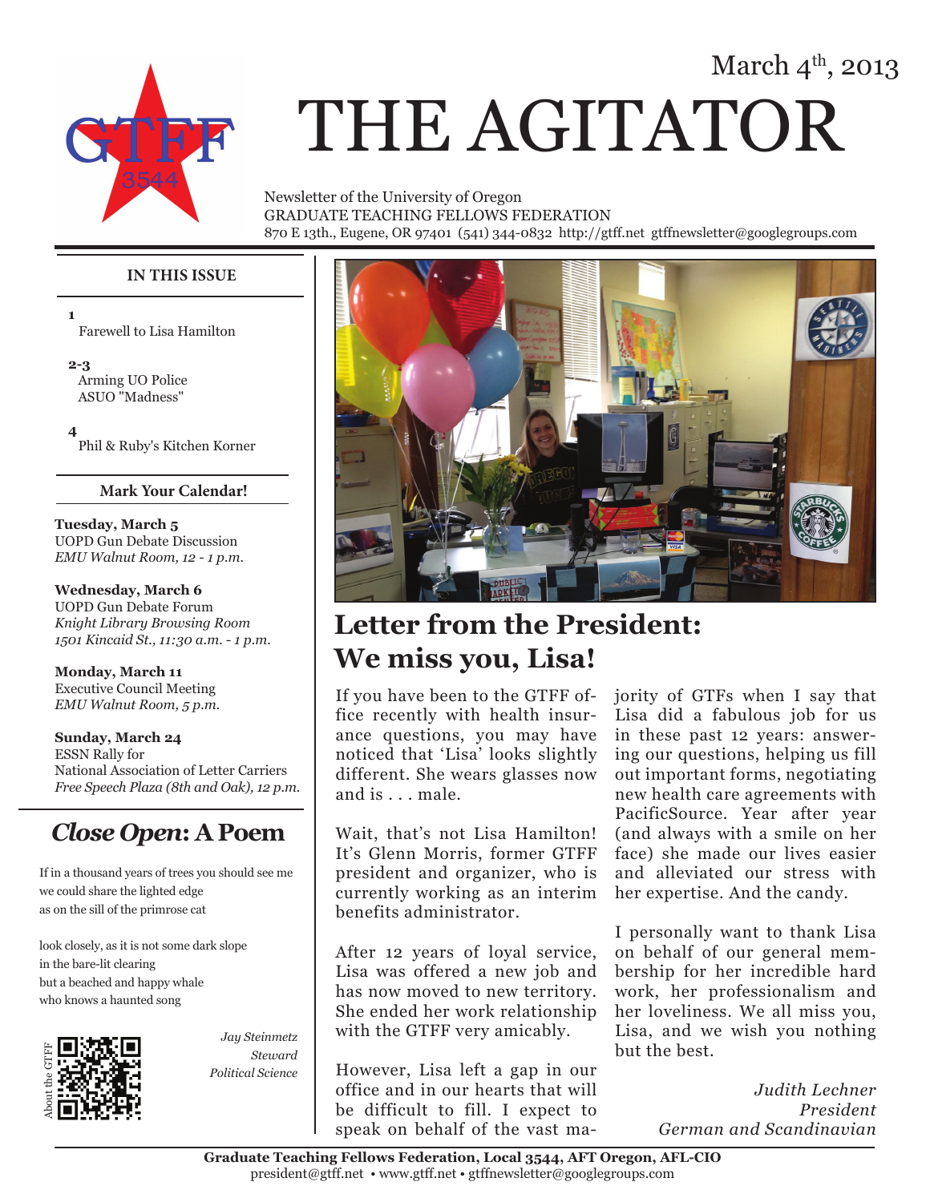March 4th, 2013

# THE AGITATOR

Newsletter of the University of Oregon
GRADUATE TEACHING FELLOWS FEDERATION
870 E 13th., Eugene, OR 97401 (541) 344-0832 http://gtff.net gtffnewsletter@googlegroups.com

### IN THIS ISSUE

**1**
Farewell to Lisa Hamilton

**2-3**
Arming UO Police
ASUO "Madness"

**4**
Phil & Ruby's Kitchen Korner

### Mark Your Calendar!

**Tuesday, March 5**
UOPD Gun Debate Discussion
*EMU Walnut Room, 12 - 1 p.m.*

**Wednesday, March 6**
UOPD Gun Debate Forum
*Knight Library Browsing Room*
*1501 Kincaid St., 11:30 a.m. - 1 p.m.*

**Monday, March 11**
Executive Council Meeting
*EMU Walnut Room, 5 p.m.*

**Sunday, March 24**
ESSN Rally for
National Association of Letter Carriers
*Free Speech Plaza (8th and Oak), 12 p.m.*

## *Close Open*: A Poem

If in a thousand years of trees you should see me
we could share the lighted edge
as on the sill of the primrose cat

look closely, as it is not some dark slope
in the bare-lit clearing
but a beached and happy whale
who knows a haunted song

*Jay Steinmetz*
*Steward*
*Political Science*

About the GTFF

## Letter from the President: We miss you, Lisa!

If you have been to the GTFF office recently with health insurance questions, you may have noticed that 'Lisa' looks slightly different. She wears glasses now and is . . . male.

Wait, that's not Lisa Hamilton! It's Glenn Morris, former GTFF president and organizer, who is currently working as an interim benefits administrator.

After 12 years of loyal service, Lisa was offered a new job and has now moved to new territory. She ended her work relationship with the GTFF very amicably.

However, Lisa left a gap in our office and in our hearts that will be difficult to fill. I expect to speak on behalf of the vast majority of GTFs when I say that Lisa did a fabulous job for us in these past 12 years: answering our questions, helping us fill out important forms, negotiating new health care agreements with PacificSource. Year after year (and always with a smile on her face) she made our lives easier and alleviated our stress with her expertise. And the candy.

I personally want to thank Lisa on behalf of our general membership for her incredible hard work, her professionalism and her loveliness. We all miss you, Lisa, and we wish you nothing but the best.

*Judith Lechner*
*President*
*German and Scandinavian*

**Graduate Teaching Fellows Federation, Local 3544, AFT Oregon, AFL-CIO**
president@gtff.net • www.gtff.net • gtffnewsletter@googlegroups.com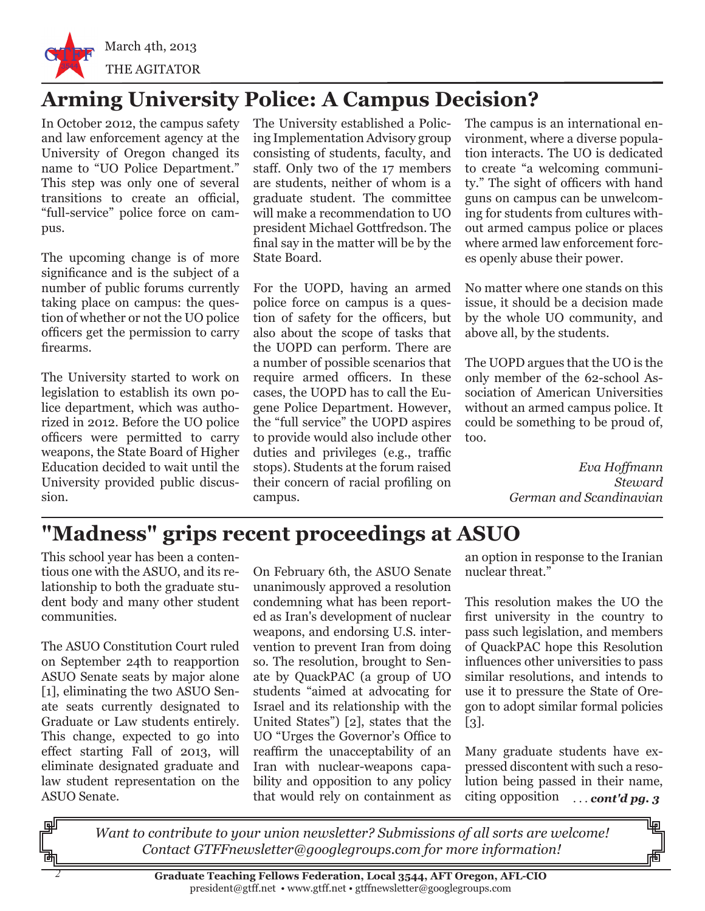## Arming University Police: A Campus Decision?

In October 2012, the campus safety and law enforcement agency at the University of Oregon changed its name to "UO Police Department." This step was only one of several transitions to create an official, "full-service" police force on campus.

The upcoming change is of more significance and is the subject of a number of public forums currently taking place on campus: the question of whether or not the UO police officers get the permission to carry firearms.

The University started to work on legislation to establish its own police department, which was authorized in 2012. Before the UO police officers were permitted to carry weapons, the State Board of Higher Education decided to wait until the University provided public discussion.

The University established a Policing Implementation Advisory group consisting of students, faculty, and staff. Only two of the 17 members are students, neither of whom is a graduate student. The committee will make a recommendation to UO president Michael Gottfredson. The final say in the matter will be by the State Board.

For the UOPD, having an armed police force on campus is a question of safety for the officers, but also about the scope of tasks that the UOPD can perform. There are a number of possible scenarios that require armed officers. In these cases, the UOPD has to call the Eugene Police Department. However, the "full service" the UOPD aspires to provide would also include other duties and privileges (e.g., traffic stops). Students at the forum raised their concern of racial profiling on campus.

The campus is an international environment, where a diverse population interacts. The UO is dedicated to create "a welcoming community." The sight of officers with hand guns on campus can be unwelcoming for students from cultures without armed campus police or places where armed law enforcement forces openly abuse their power.

No matter where one stands on this issue, it should be a decision made by the whole UO community, and above all, by the students.

The UOPD argues that the UO is the only member of the 62-school Association of American Universities without an armed campus police. It could be something to be proud of, too.

*Eva Hoffmann*
*Steward*
*German and Scandinavian*

## "Madness" grips recent proceedings at ASUO

This school year has been a contentious one with the ASUO, and its relationship to both the graduate student body and many other student communities.

The ASUO Constitution Court ruled on September 24th to reapportion ASUO Senate seats by major alone [1], eliminating the two ASUO Senate seats currently designated to Graduate or Law students entirely. This change, expected to go into effect starting Fall of 2013, will eliminate designated graduate and law student representation on the ASUO Senate.

On February 6th, the ASUO Senate unanimously approved a resolution condemning what has been reported as Iran's development of nuclear weapons, and endorsing U.S. intervention to prevent Iran from doing so. The resolution, brought to Senate by QuackPAC (a group of UO students "aimed at advocating for Israel and its relationship with the United States") [2], states that the UO "Urges the Governor's Office to reaffirm the unacceptability of an Iran with nuclear-weapons capability and opposition to any policy that would rely on containment as an option in response to the Iranian nuclear threat."

This resolution makes the UO the first university in the country to pass such legislation, and members of QuackPAC hope this Resolution influences other universities to pass similar resolutions, and intends to use it to pressure the State of Oregon to adopt similar formal policies [3].

Many graduate students have expressed discontent with such a resolution being passed in their name, citing opposition . . . ***cont'd pg. 3***

*Want to contribute to your union newsletter? Submissions of all sorts are welcome! Contact GTFFnewsletter@googlegroups.com for more information!*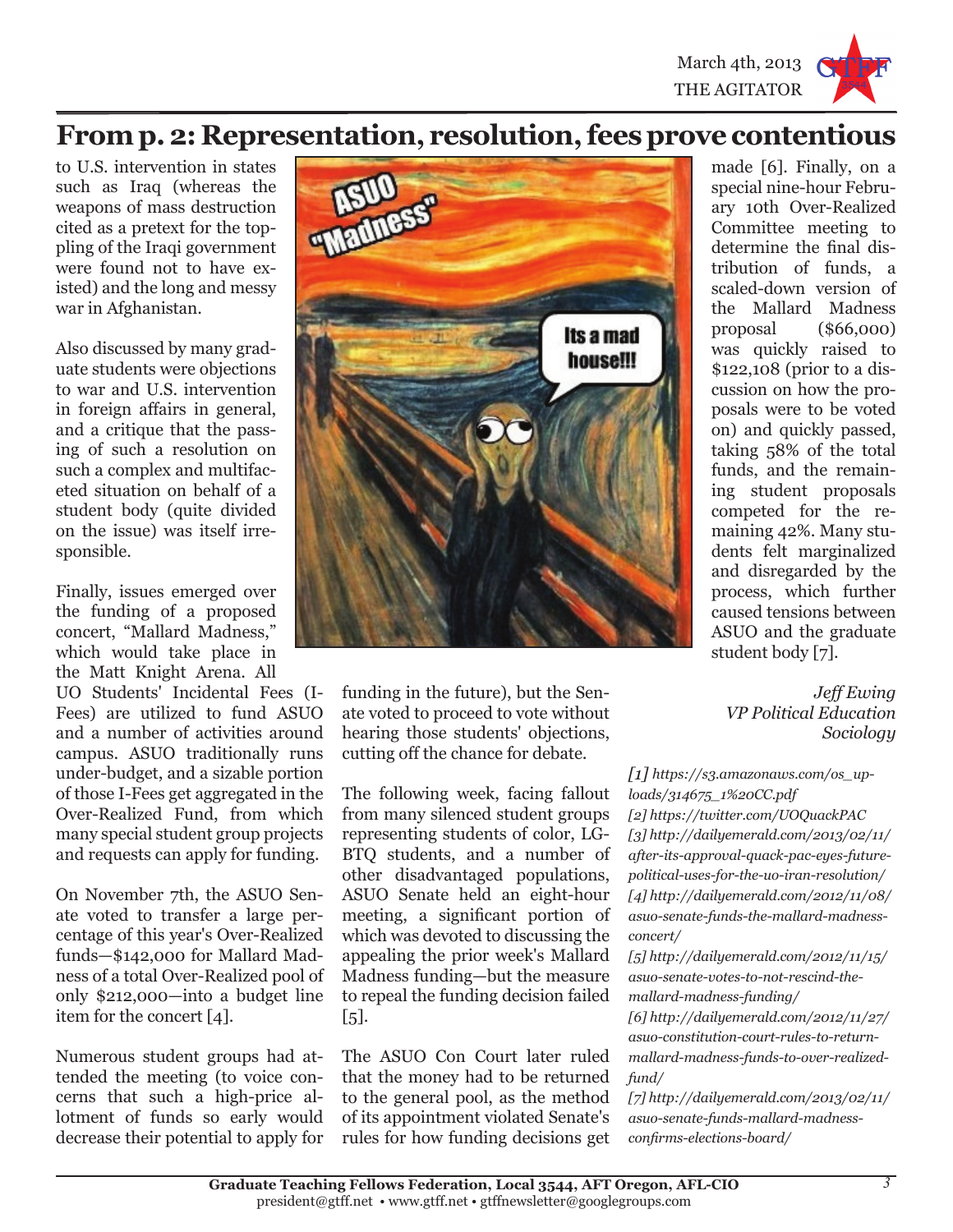## From p. 2: Representation, resolution, fees prove contentious

to U.S. intervention in states such as Iraq (whereas the weapons of mass destruction cited as a pretext for the toppling of the Iraqi government were found not to have existed) and the long and messy war in Afghanistan.

Also discussed by many graduate students were objections to war and U.S. intervention in foreign affairs in general, and a critique that the passing of such a resolution on such a complex and multifaceted situation on behalf of a student body (quite divided on the issue) was itself irresponsible.

Finally, issues emerged over the funding of a proposed concert, "Mallard Madness," which would take place in the Matt Knight Arena. All UO Students' Incidental Fees (I-Fees) are utilized to fund ASUO and a number of activities around campus. ASUO traditionally runs under-budget, and a sizable portion of those I-Fees get aggregated in the Over-Realized Fund, from which many special student group projects and requests can apply for funding.

On November 7th, the ASUO Senate voted to transfer a large percentage of this year's Over-Realized funds—$142,000 for Mallard Madness of a total Over-Realized pool of only $212,000—into a budget line item for the concert [4].

Numerous student groups had attended the meeting (to voice concerns that such a high-price allotment of funds so early would decrease their potential to apply for funding in the future), but the Senate voted to proceed to vote without hearing those students' objections, cutting off the chance for debate.

The following week, facing fallout from many silenced student groups representing students of color, LGBTQ students, and a number of other disadvantaged populations, ASUO Senate held an eight-hour meeting, a significant portion of which was devoted to discussing the appealing the prior week's Mallard Madness funding—but the measure to repeal the funding decision failed [5].

The ASUO Con Court later ruled that the money had to be returned to the general pool, as the method of its appointment violated Senate's rules for how funding decisions get made [6]. Finally, on a special nine-hour February 10th Over-Realized Committee meeting to determine the final distribution of funds, a scaled-down version of the Mallard Madness proposal ($66,000) was quickly raised to $122,108 (prior to a discussion on how the proposals were to be voted on) and quickly passed, taking 58% of the total funds, and the remaining student proposals competed for the remaining 42%. Many students felt marginalized and disregarded by the process, which further caused tensions between ASUO and the graduate student body [7].

*Jeff Ewing*
*VP Political Education*
*Sociology*

*[1] https://s3.amazonaws.com/os_uploads/314675_1%20CC.pdf*
*[2] https://twitter.com/UOQuackPAC*
*[3] http://dailyemerald.com/2013/02/11/after-its-approval-quack-pac-eyes-future-political-uses-for-the-uo-iran-resolution/*
*[4] http://dailyemerald.com/2012/11/08/asuo-senate-funds-the-mallard-madness-concert/*
*[5] http://dailyemerald.com/2012/11/15/asuo-senate-votes-to-not-rescind-the-mallard-madness-funding/*
*[6] http://dailyemerald.com/2012/11/27/asuo-constitution-court-rules-to-return-mallard-madness-funds-to-over-realized-fund/*
*[7] http://dailyemerald.com/2013/02/11/asuo-senate-funds-mallard-madness-confirms-elections-board/*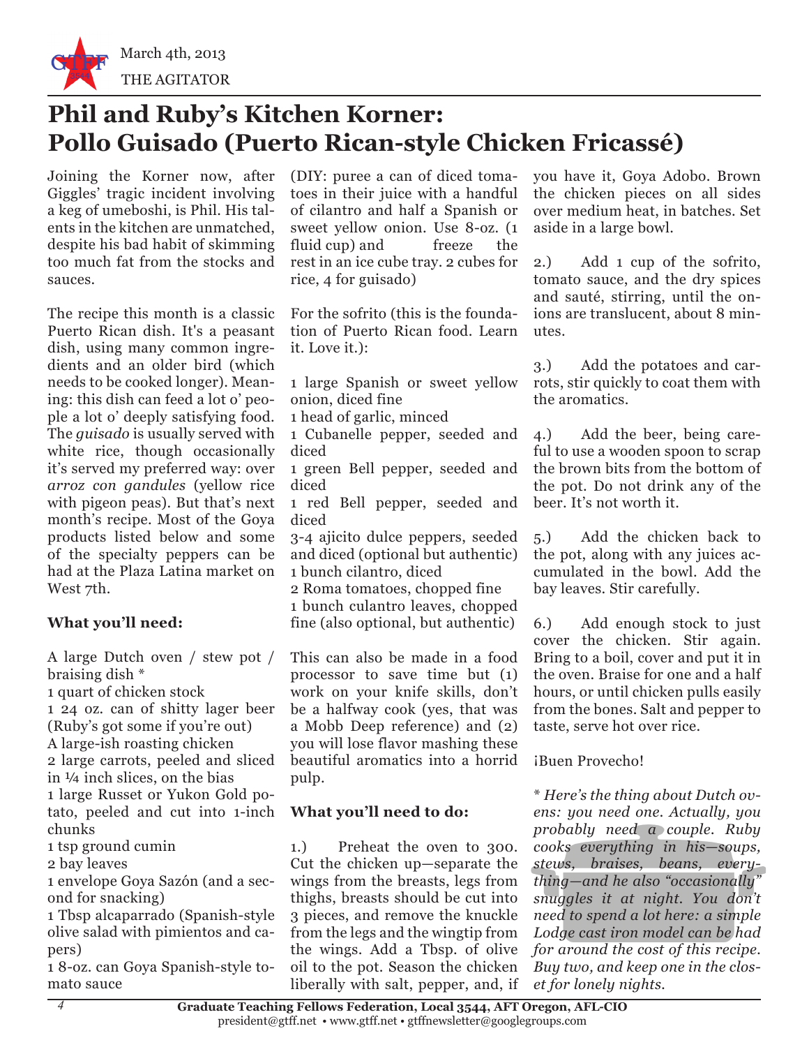# Phil and Ruby's Kitchen Korner: Pollo Guisado (Puerto Rican-style Chicken Fricassé)

Joining the Korner now, after Giggles' tragic incident involving a keg of umeboshi, is Phil. His talents in the kitchen are unmatched, despite his bad habit of skimming too much fat from the stocks and sauces.

The recipe this month is a classic Puerto Rican dish. It's a peasant dish, using many common ingredients and an older bird (which needs to be cooked longer). Meaning: this dish can feed a lot o' people a lot o' deeply satisfying food. The *guisado* is usually served with white rice, though occasionally it's served my preferred way: over *arroz con gandules* (yellow rice with pigeon peas). But that's next month's recipe. Most of the Goya products listed below and some of the specialty peppers can be had at the Plaza Latina market on West 7th.

**What you'll need:**

A large Dutch oven / stew pot / braising dish *
1 quart of chicken stock
1 24 oz. can of shitty lager beer (Ruby's got some if you're out)
A large-ish roasting chicken
2 large carrots, peeled and sliced in ¼ inch slices, on the bias
1 large Russet or Yukon Gold potato, peeled and cut into 1-inch chunks
1 tsp ground cumin
2 bay leaves
1 envelope Goya Sazón (and a second for snacking)
1 Tbsp alcaparrado (Spanish-style olive salad with pimientos and capers)
1 8-oz. can Goya Spanish-style tomato sauce

(DIY: puree a can of diced tomatoes in their juice with a handful of cilantro and half a Spanish or sweet yellow onion. Use 8-oz. (1 fluid cup) and freeze the rest in an ice cube tray. 2 cubes for rice, 4 for guisado)

For the sofrito (this is the foundation of Puerto Rican food. Learn it. Love it.):

1 large Spanish or sweet yellow onion, diced fine
1 head of garlic, minced
1 Cubanelle pepper, seeded and diced
1 green Bell pepper, seeded and diced
1 red Bell pepper, seeded and diced
3-4 ajicito dulce peppers, seeded and diced (optional but authentic)
1 bunch cilantro, diced
2 Roma tomatoes, chopped fine
1 bunch culantro leaves, chopped fine (also optional, but authentic)

This can also be made in a food processor to save time but (1) work on your knife skills, don't be a halfway cook (yes, that was a Mobb Deep reference) and (2) you will lose flavor mashing these beautiful aromatics into a horrid pulp.

**What you'll need to do:**

1.) Preheat the oven to 300. Cut the chicken up—separate the wings from the breasts, legs from thighs, breasts should be cut into 3 pieces, and remove the knuckle from the legs and the wingtip from the wings. Add a Tbsp. of olive oil to the pot. Season the chicken liberally with salt, pepper, and, if you have it, Goya Adobo. Brown the chicken pieces on all sides over medium heat, in batches. Set aside in a large bowl.

2.) Add 1 cup of the sofrito, tomato sauce, and the dry spices and sauté, stirring, until the onions are translucent, about 8 minutes.

3.) Add the potatoes and carrots, stir quickly to coat them with the aromatics.

4.) Add the beer, being careful to use a wooden spoon to scrap the brown bits from the bottom of the pot. Do not drink any of the beer. It's not worth it.

5.) Add the chicken back to the pot, along with any juices accumulated in the bowl. Add the bay leaves. Stir carefully.

6.) Add enough stock to just cover the chicken. Stir again. Bring to a boil, cover and put it in the oven. Braise for one and a half hours, or until chicken pulls easily from the bones. Salt and pepper to taste, serve hot over rice.

¡Buen Provecho!

*\* Here's the thing about Dutch ovens: you need one. Actually, you probably need a couple. Ruby cooks everything in his—soups, stews, braises, beans, everything—and he also "occasionally" snuggles it at night. You don't need to spend a lot here: a simple Lodge cast iron model can be had for around the cost of this recipe. Buy two, and keep one in the closet for lonely nights.*